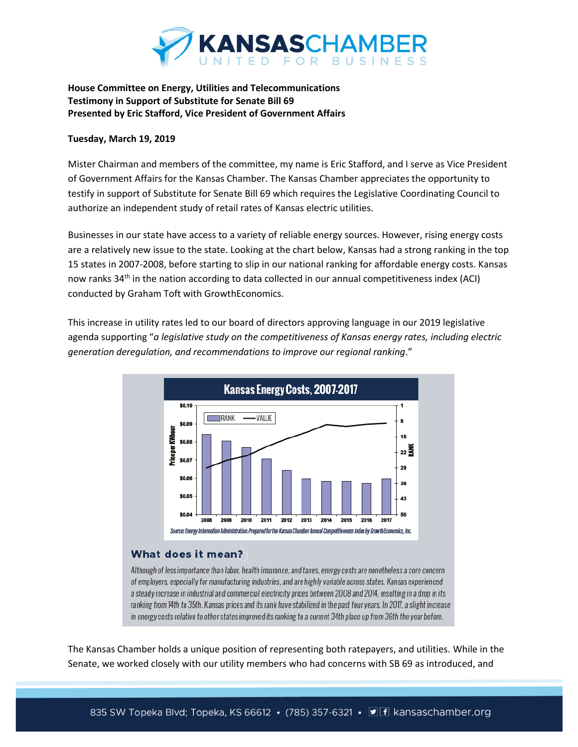**House Committee on Energy, Utilities and Telecommunications**
**Testimony in Support of Substitute for Senate Bill 69**
**Presented by Eric Stafford, Vice President of Government Affairs**

**Tuesday, March 19, 2019**

Mister Chairman and members of the committee, my name is Eric Stafford, and I serve as Vice President of Government Affairs for the Kansas Chamber. The Kansas Chamber appreciates the opportunity to testify in support of Substitute for Senate Bill 69 which requires the Legislative Coordinating Council to authorize an independent study of retail rates of Kansas electric utilities.

Businesses in our state have access to a variety of reliable energy sources. However, rising energy costs are a relatively new issue to the state. Looking at the chart below, Kansas had a strong ranking in the top 15 states in 2007-2008, before starting to slip in our national ranking for affordable energy costs. Kansas now ranks 34th in the nation according to data collected in our annual competitiveness index (ACI) conducted by Graham Toft with GrowthEconomics.

This increase in utility rates led to our board of directors approving language in our 2019 legislative agenda supporting "*a legislative study on the competitiveness of Kansas energy rates, including electric generation deregulation, and recommendations to improve our regional ranking*."

**Kansas Energy Costs, 2007-2017**

Source: Energy Information Administration. Prepared for the Kansas Chamber Annual Competitiveness Index by GrowthEconomics, Inc.

**What does it mean?**

Although of less importance than labor, health insurance, and taxes, energy costs are nonetheless a core concern of employers, especially for manufacturing industries, and are highly variable across states. Kansas experienced a steady increase in industrial and commercial electricity prices between 2008 and 2014, resulting in a drop in its ranking from 14th to 35th. Kansas prices and its rank have stabilized in the past four years. In 2017, a slight increase in energy costs relative to other states improved its ranking to a current 34th place up from 36th the year before.

The Kansas Chamber holds a unique position of representing both ratepayers, and utilities. While in the Senate, we worked closely with our utility members who had concerns with SB 69 as introduced, and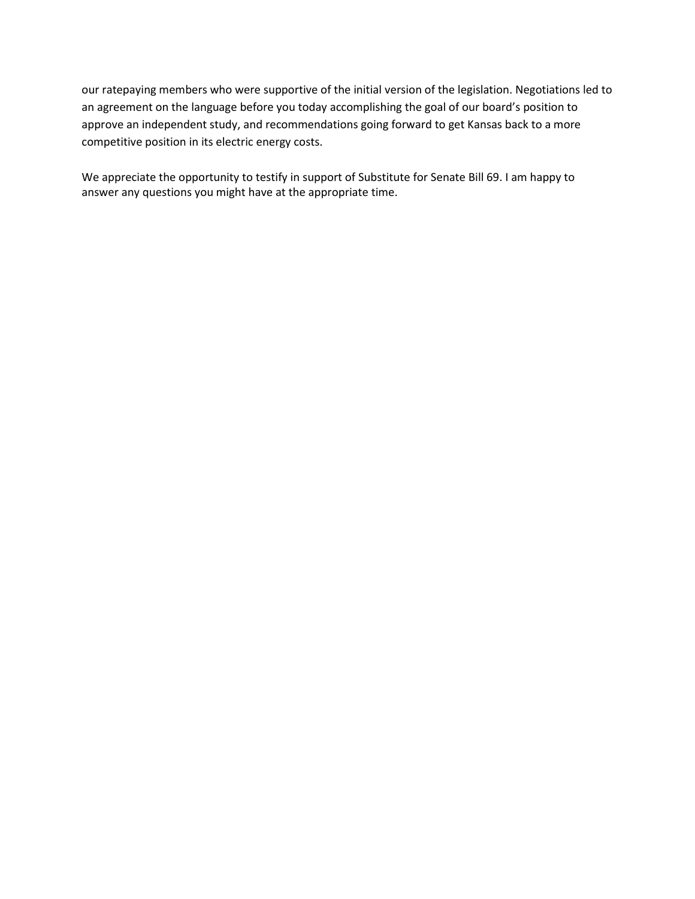our ratepaying members who were supportive of the initial version of the legislation. Negotiations led to an agreement on the language before you today accomplishing the goal of our board's position to approve an independent study, and recommendations going forward to get Kansas back to a more competitive position in its electric energy costs.

We appreciate the opportunity to testify in support of Substitute for Senate Bill 69. I am happy to answer any questions you might have at the appropriate time.